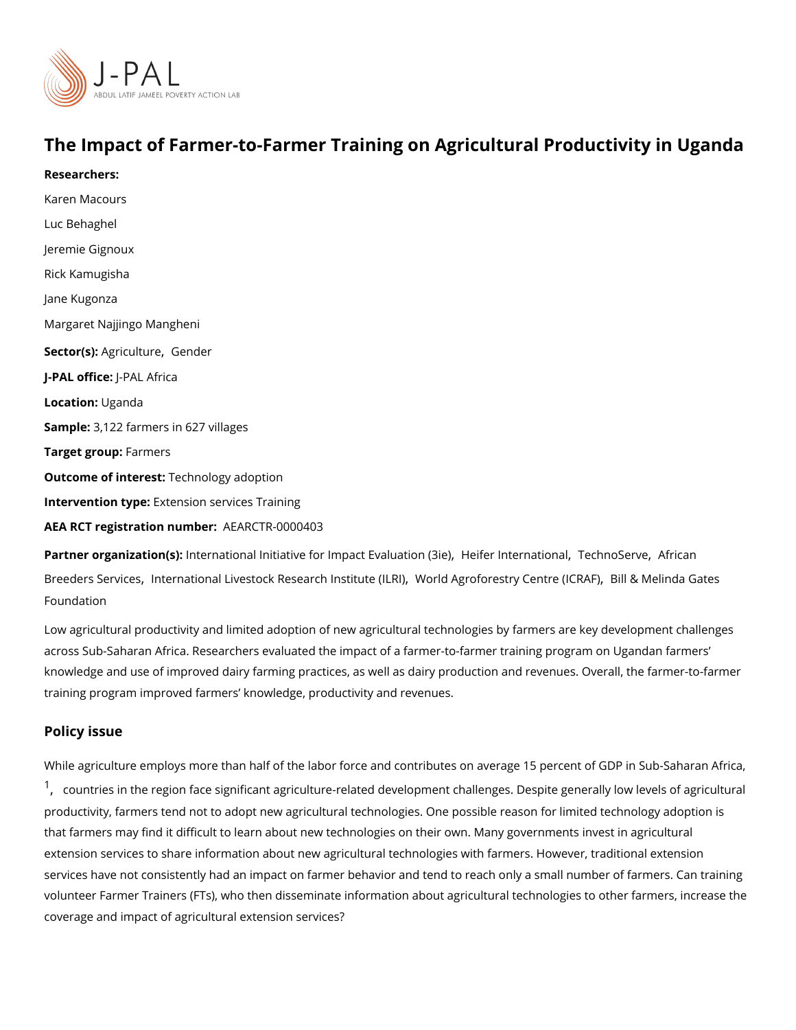# The Impact of Farmer-to-Farmer Training on Agricultural Productivity in Uganda

**Researchers:**

Karen Macours

Luc Behaghel

Jeremie Gignoux

Rick Kamugisha

Jane Kugonza

Margaret Najjingo Mangheni

**Sector(s):** Agriculture, Gender

**J-PAL office:** J-PAL Africa

**Location:** Uganda

**Sample:** 3,122 farmers in 627 villages

**Target group:** Farmers

**Outcome of interest:** Technology adoption

**Intervention type:** Extension services Training

**AEA RCT registration number:** AEARCTR-0000403

**Partner organization(s):** International Initiative for Impact Evaluation (3ie), Heifer International, TechnoServe, African Breeders Services, International Livestock Research Institute (ILRI), World Agroforestry Centre (ICRAF), Bill & Melinda Gates Foundation

Low agricultural productivity and limited adoption of new agricultural technologies by farmers are key development challenges across Sub-Saharan Africa. Researchers evaluated the impact of a farmer-to-farmer training program on Ugandan farmers' knowledge and use of improved dairy farming practices, as well as dairy production and revenues. Overall, the farmer-to-farmer training program improved farmers' knowledge, productivity and revenues.

## Policy issue

While agriculture employs more than half of the labor force and contributes on average 15 percent of GDP in Sub-Saharan Africa,[1], countries in the region face significant agriculture-related development challenges. Despite generally low levels of agricultural productivity, farmers tend not to adopt new agricultural technologies. One possible reason for limited technology adoption is that farmers may find it difficult to learn about new technologies on their own. Many governments invest in agricultural extension services to share information about new agricultural technologies with farmers. However, traditional extension services have not consistently had an impact on farmer behavior and tend to reach only a small number of farmers. Can training volunteer Farmer Trainers (FTs), who then disseminate information about agricultural technologies to other farmers, increase the coverage and impact of agricultural extension services?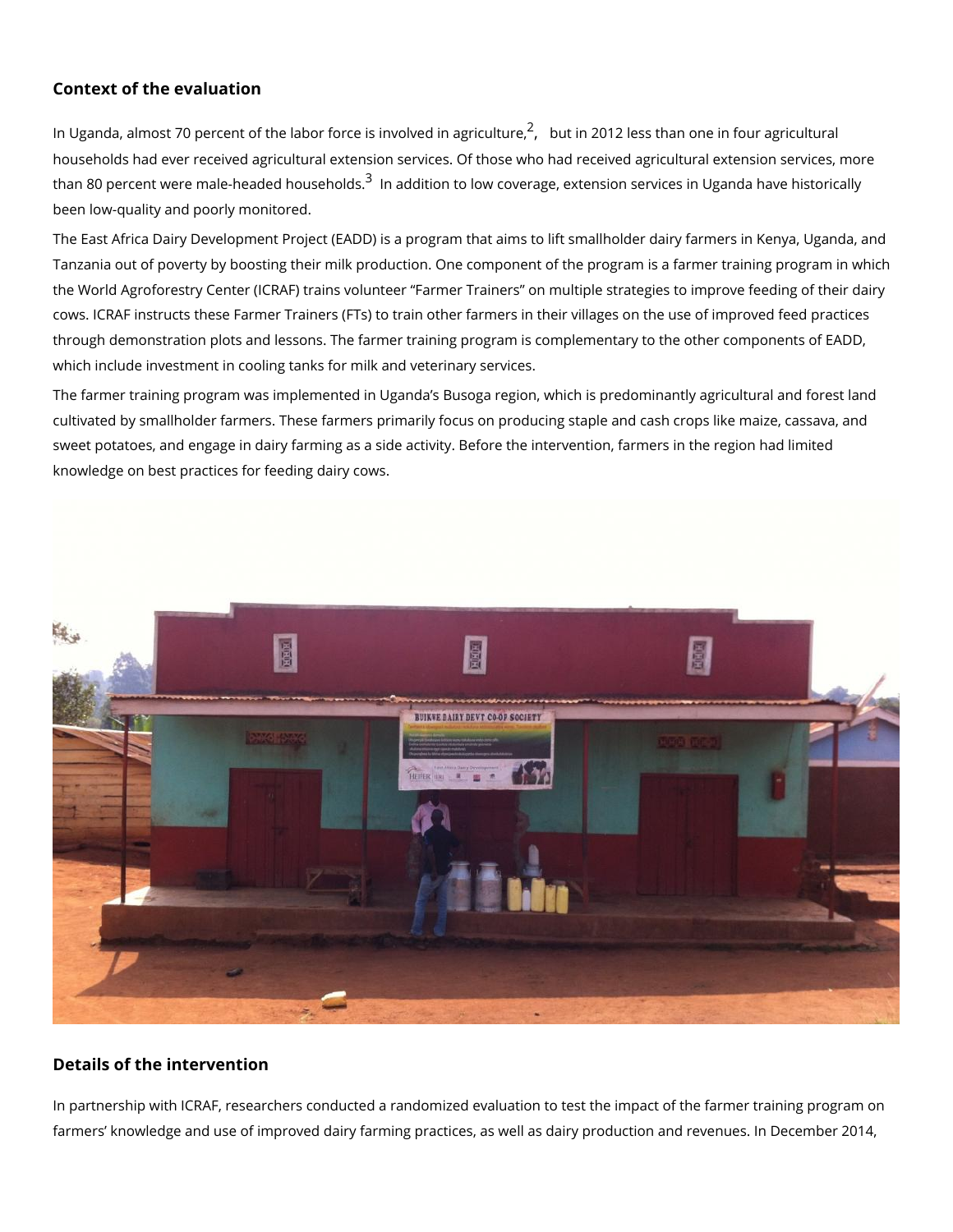## Context of the evaluation

In Uganda, almost 70 percent of the labor force is involved in agriculture,[2] but in 2012 less than one in four agricultural households had ever received agricultural extension services. Of those who had received agricultural extension services, more than 80 percent were male-headed households.[3] In addition to low coverage, extension services in Uganda have historically been low-quality and poorly monitored.

The East Africa Dairy Development Project (EADD) is a program that aims to lift smallholder dairy farmers in Kenya, Uganda, and Tanzania out of poverty by boosting their milk production. One component of the program is a farmer training program in which the World Agroforestry Center (ICRAF) trains volunteer "Farmer Trainers" on multiple strategies to improve feeding of their dairy cows. ICRAF instructs these Farmer Trainers (FTs) to train other farmers in their villages on the use of improved feed practices through demonstration plots and lessons. The farmer training program is complementary to the other components of EADD, which include investment in cooling tanks for milk and veterinary services.

The farmer training program was implemented in Uganda's Busoga region, which is predominantly agricultural and forest land cultivated by smallholder farmers. These farmers primarily focus on producing staple and cash crops like maize, cassava, and sweet potatoes, and engage in dairy farming as a side activity. Before the intervention, farmers in the region had limited knowledge on best practices for feeding dairy cows.

## Details of the intervention

In partnership with ICRAF, researchers conducted a randomized evaluation to test the impact of the farmer training program on farmers' knowledge and use of improved dairy farming practices, as well as dairy production and revenues. In December 2014,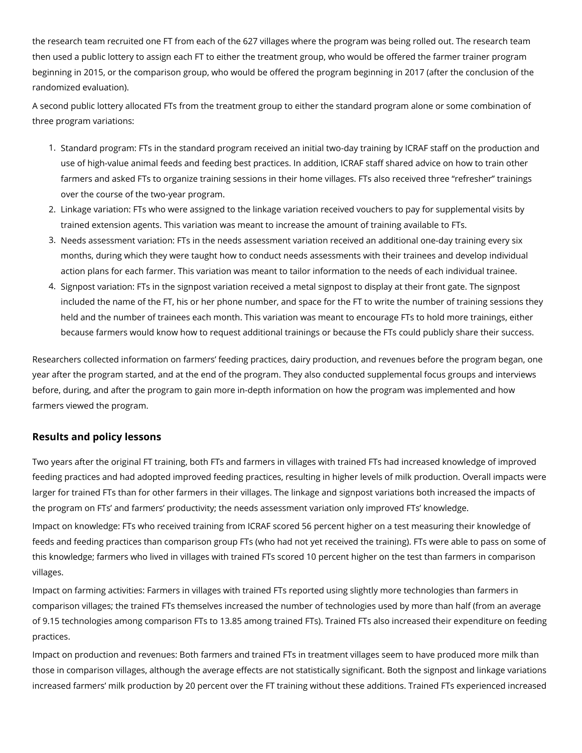the research team recruited one FT from each of the 627 villages where the program was being rolled out. The research team then used a public lottery to assign each FT to either the treatment group, who would be offered the farmer trainer program beginning in 2015, or the comparison group, who would be offered the program beginning in 2017 (after the conclusion of the randomized evaluation).

A second public lottery allocated FTs from the treatment group to either the standard program alone or some combination of three program variations:

1. Standard program: FTs in the standard program received an initial two-day training by ICRAF staff on the production and use of high-value animal feeds and feeding best practices. In addition, ICRAF staff shared advice on how to train other farmers and asked FTs to organize training sessions in their home villages. FTs also received three "refresher" trainings over the course of the two-year program.
2. Linkage variation: FTs who were assigned to the linkage variation received vouchers to pay for supplemental visits by trained extension agents. This variation was meant to increase the amount of training available to FTs.
3. Needs assessment variation: FTs in the needs assessment variation received an additional one-day training every six months, during which they were taught how to conduct needs assessments with their trainees and develop individual action plans for each farmer. This variation was meant to tailor information to the needs of each individual trainee.
4. Signpost variation: FTs in the signpost variation received a metal signpost to display at their front gate. The signpost included the name of the FT, his or her phone number, and space for the FT to write the number of training sessions they held and the number of trainees each month. This variation was meant to encourage FTs to hold more trainings, either because farmers would know how to request additional trainings or because the FTs could publicly share their success.

Researchers collected information on farmers' feeding practices, dairy production, and revenues before the program began, one year after the program started, and at the end of the program. They also conducted supplemental focus groups and interviews before, during, and after the program to gain more in-depth information on how the program was implemented and how farmers viewed the program.

## Results and policy lessons

Two years after the original FT training, both FTs and farmers in villages with trained FTs had increased knowledge of improved feeding practices and had adopted improved feeding practices, resulting in higher levels of milk production. Overall impacts were larger for trained FTs than for other farmers in their villages. The linkage and signpost variations both increased the impacts of the program on FTs' and farmers' productivity; the needs assessment variation only improved FTs' knowledge.

Impact on knowledge: FTs who received training from ICRAF scored 56 percent higher on a test measuring their knowledge of feeds and feeding practices than comparison group FTs (who had not yet received the training). FTs were able to pass on some of this knowledge; farmers who lived in villages with trained FTs scored 10 percent higher on the test than farmers in comparison villages.

Impact on farming activities: Farmers in villages with trained FTs reported using slightly more technologies than farmers in comparison villages; the trained FTs themselves increased the number of technologies used by more than half (from an average of 9.15 technologies among comparison FTs to 13.85 among trained FTs). Trained FTs also increased their expenditure on feeding practices.

Impact on production and revenues: Both farmers and trained FTs in treatment villages seem to have produced more milk than those in comparison villages, although the average effects are not statistically significant. Both the signpost and linkage variations increased farmers' milk production by 20 percent over the FT training without these additions. Trained FTs experienced increased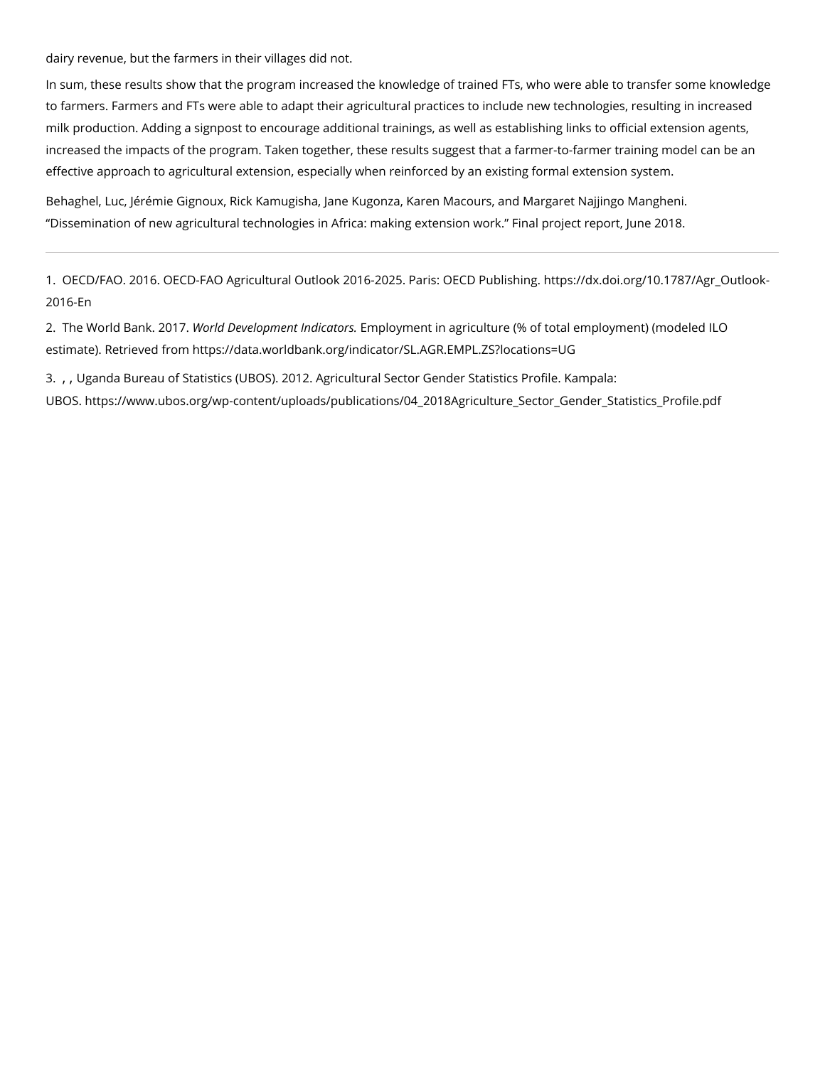dairy revenue, but the farmers in their villages did not.

In sum, these results show that the program increased the knowledge of trained FTs, who were able to transfer some knowledge to farmers. Farmers and FTs were able to adapt their agricultural practices to include new technologies, resulting in increased milk production. Adding a signpost to encourage additional trainings, as well as establishing links to official extension agents, increased the impacts of the program. Taken together, these results suggest that a farmer-to-farmer training model can be an effective approach to agricultural extension, especially when reinforced by an existing formal extension system.

Behaghel, Luc, Jérémie Gignoux, Rick Kamugisha, Jane Kugonza, Karen Macours, and Margaret Najjingo Mangheni. "Dissemination of new agricultural technologies in Africa: making extension work." Final project report, June 2018.

---

1. OECD/FAO. 2016. OECD-FAO Agricultural Outlook 2016-2025. Paris: OECD Publishing. https://dx.doi.org/10.1787/Agr_Outlook-2016-En
2. The World Bank. 2017. *World Development Indicators.* Employment in agriculture (% of total employment) (modeled ILO estimate). Retrieved from https://data.worldbank.org/indicator/SL.AGR.EMPL.ZS?locations=UG
3. , , Uganda Bureau of Statistics (UBOS). 2012. Agricultural Sector Gender Statistics Profile. Kampala: UBOS. https://www.ubos.org/wp-content/uploads/publications/04_2018Agriculture_Sector_Gender_Statistics_Profile.pdf